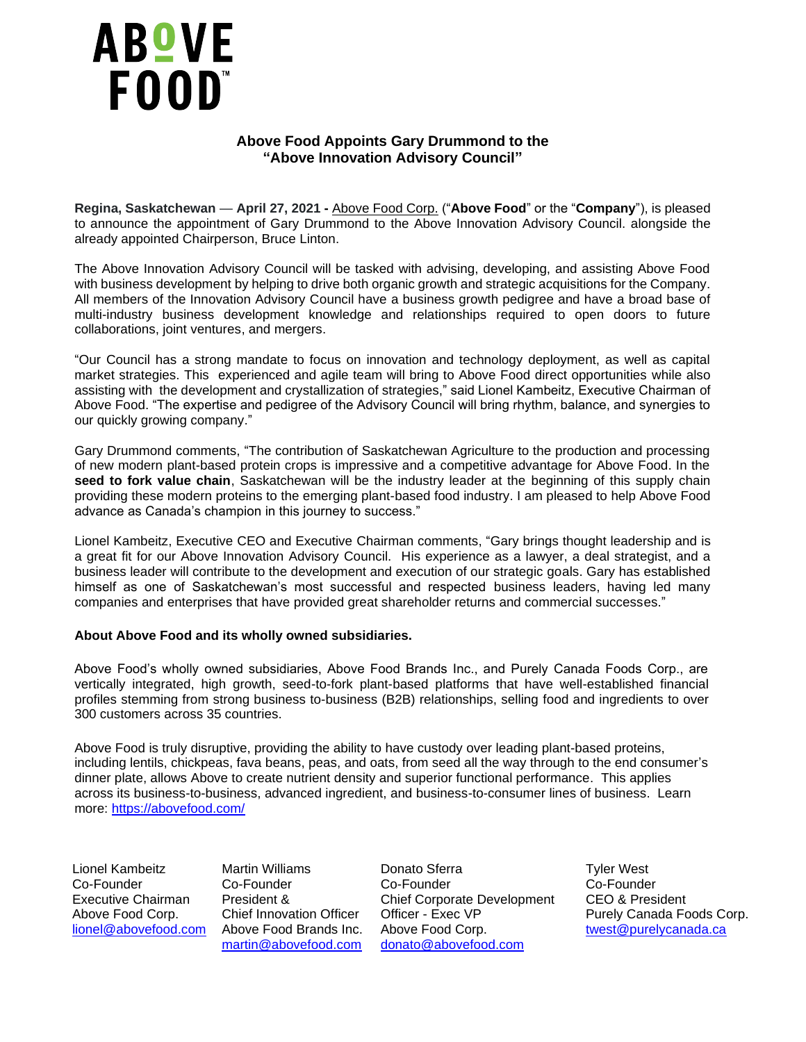ABOVE FOOD™

## Above Food Appoints Gary Drummond to the "Above Innovation Advisory Council"

**Regina, Saskatchewan** — **April 27, 2021 -** Above Food Corp. ("**Above Food**" or the "**Company**"), is pleased to announce the appointment of Gary Drummond to the Above Innovation Advisory Council. alongside the already appointed Chairperson, Bruce Linton.

The Above Innovation Advisory Council will be tasked with advising, developing, and assisting Above Food with business development by helping to drive both organic growth and strategic acquisitions for the Company. All members of the Innovation Advisory Council have a business growth pedigree and have a broad base of multi-industry business development knowledge and relationships required to open doors to future collaborations, joint ventures, and mergers.

"Our Council has a strong mandate to focus on innovation and technology deployment, as well as capital market strategies. This experienced and agile team will bring to Above Food direct opportunities while also assisting with the development and crystallization of strategies," said Lionel Kambeitz, Executive Chairman of Above Food. "The expertise and pedigree of the Advisory Council will bring rhythm, balance, and synergies to our quickly growing company."

Gary Drummond comments, "The contribution of Saskatchewan Agriculture to the production and processing of new modern plant-based protein crops is impressive and a competitive advantage for Above Food. In the **seed to fork value chain**, Saskatchewan will be the industry leader at the beginning of this supply chain providing these modern proteins to the emerging plant-based food industry. I am pleased to help Above Food advance as Canada's champion in this journey to success."

Lionel Kambeitz, Executive CEO and Executive Chairman comments, "Gary brings thought leadership and is a great fit for our Above Innovation Advisory Council. His experience as a lawyer, a deal strategist, and a business leader will contribute to the development and execution of our strategic goals. Gary has established himself as one of Saskatchewan's most successful and respected business leaders, having led many companies and enterprises that have provided great shareholder returns and commercial successes."

**About Above Food and its wholly owned subsidiaries.**

Above Food's wholly owned subsidiaries, Above Food Brands Inc., and Purely Canada Foods Corp., are vertically integrated, high growth, seed-to-fork plant-based platforms that have well-established financial profiles stemming from strong business to-business (B2B) relationships, selling food and ingredients to over 300 customers across 35 countries.

Above Food is truly disruptive, providing the ability to have custody over leading plant-based proteins, including lentils, chickpeas, fava beans, peas, and oats, from seed all the way through to the end consumer's dinner plate, allows Above to create nutrient density and superior functional performance. This applies across its business-to-business, advanced ingredient, and business-to-consumer lines of business. Learn more: https://abovefood.com/

Lionel Kambeitz
Co-Founder
Executive Chairman
Above Food Corp.
lionel@abovefood.com

Martin Williams
Co-Founder
President &
Chief Innovation Officer
Above Food Brands Inc.
martin@abovefood.com

Donato Sferra
Co-Founder
Chief Corporate Development Officer - Exec VP
Above Food Corp.
donato@abovefood.com

Tyler West
Co-Founder
CEO & President
Purely Canada Foods Corp.
twest@purelycanada.ca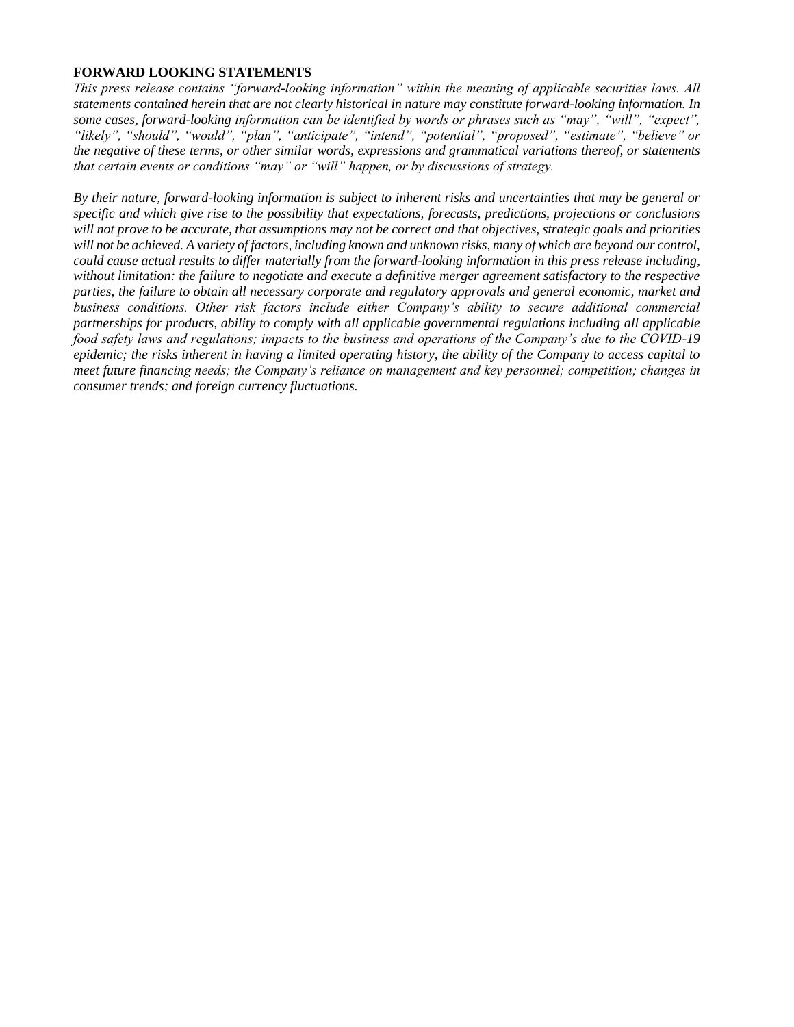**FORWARD LOOKING STATEMENTS**

*This press release contains "forward-looking information" within the meaning of applicable securities laws. All statements contained herein that are not clearly historical in nature may constitute forward-looking information. In some cases, forward-looking information can be identified by words or phrases such as "may", "will", "expect", "likely", "should", "would", "plan", "anticipate", "intend", "potential", "proposed", "estimate", "believe" or the negative of these terms, or other similar words, expressions and grammatical variations thereof, or statements that certain events or conditions "may" or "will" happen, or by discussions of strategy.*

*By their nature, forward-looking information is subject to inherent risks and uncertainties that may be general or specific and which give rise to the possibility that expectations, forecasts, predictions, projections or conclusions will not prove to be accurate, that assumptions may not be correct and that objectives, strategic goals and priorities will not be achieved. A variety of factors, including known and unknown risks, many of which are beyond our control, could cause actual results to differ materially from the forward-looking information in this press release including, without limitation: the failure to negotiate and execute a definitive merger agreement satisfactory to the respective parties, the failure to obtain all necessary corporate and regulatory approvals and general economic, market and business conditions. Other risk factors include either Company's ability to secure additional commercial partnerships for products, ability to comply with all applicable governmental regulations including all applicable food safety laws and regulations; impacts to the business and operations of the Company's due to the COVID-19 epidemic; the risks inherent in having a limited operating history, the ability of the Company to access capital to meet future financing needs; the Company's reliance on management and key personnel; competition; changes in consumer trends; and foreign currency fluctuations.*